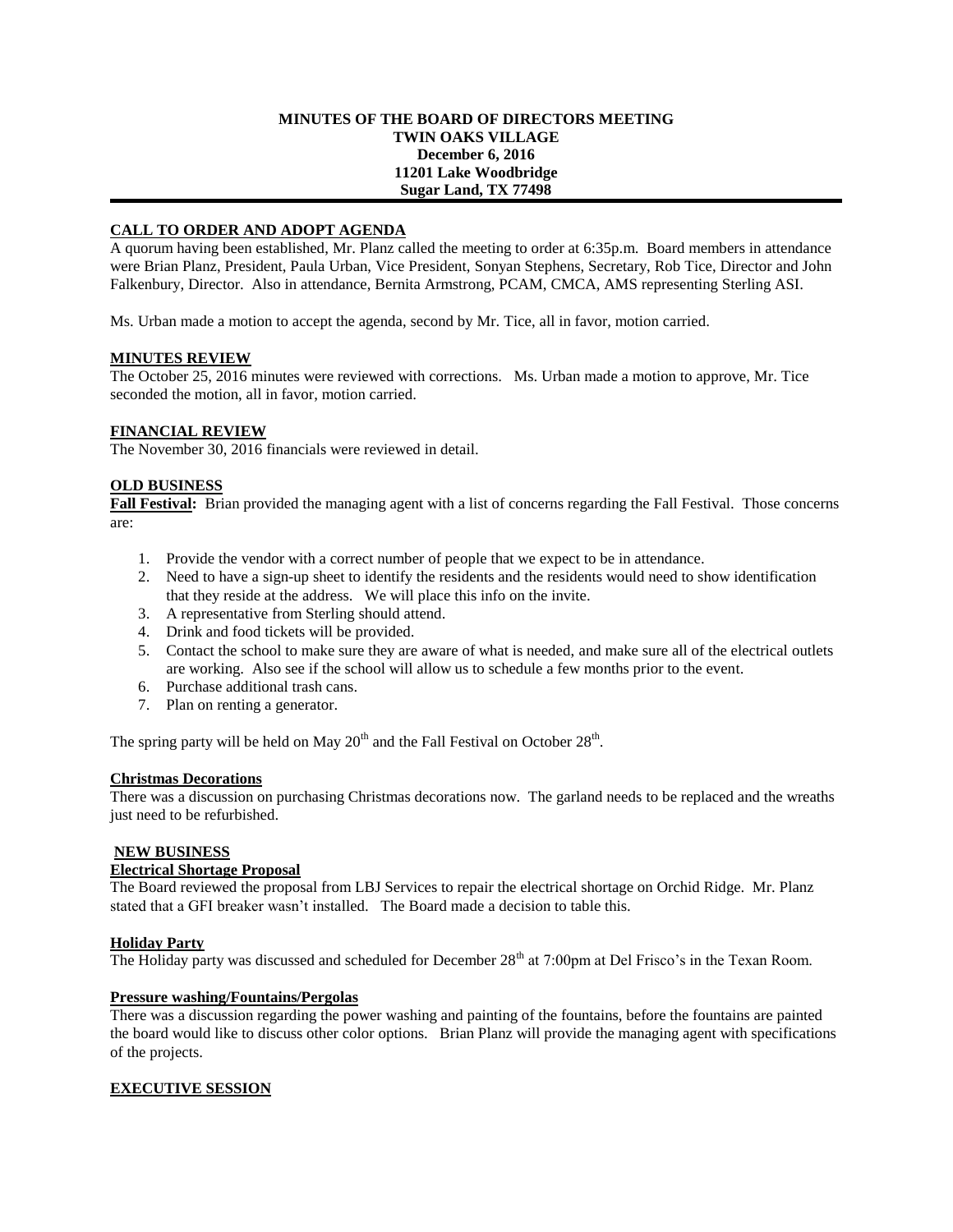**MINUTES OF THE BOARD OF DIRECTORS MEETING**
**TWIN OAKS VILLAGE**
**December 6, 2016**
**11201 Lake Woodbridge**
**Sugar Land, TX 77498**

---

## CALL TO ORDER AND ADOPT AGENDA

A quorum having been established, Mr. Planz called the meeting to order at 6:35p.m. Board members in attendance were Brian Planz, President, Paula Urban, Vice President, Sonyan Stephens, Secretary, Rob Tice, Director and John Falkenbury, Director. Also in attendance, Bernita Armstrong, PCAM, CMCA, AMS representing Sterling ASI.

Ms. Urban made a motion to accept the agenda, second by Mr. Tice, all in favor, motion carried.

## MINUTES REVIEW

The October 25, 2016 minutes were reviewed with corrections. Ms. Urban made a motion to approve, Mr. Tice seconded the motion, all in favor, motion carried.

## FINANCIAL REVIEW

The November 30, 2016 financials were reviewed in detail.

## OLD BUSINESS

**Fall Festival:** Brian provided the managing agent with a list of concerns regarding the Fall Festival. Those concerns are:

1. Provide the vendor with a correct number of people that we expect to be in attendance.
2. Need to have a sign-up sheet to identify the residents and the residents would need to show identification that they reside at the address. We will place this info on the invite.
3. A representative from Sterling should attend.
4. Drink and food tickets will be provided.
5. Contact the school to make sure they are aware of what is needed, and make sure all of the electrical outlets are working. Also see if the school will allow us to schedule a few months prior to the event.
6. Purchase additional trash cans.
7. Plan on renting a generator.

The spring party will be held on May 20th and the Fall Festival on October 28th.

### Christmas Decorations

There was a discussion on purchasing Christmas decorations now. The garland needs to be replaced and the wreaths just need to be refurbished.

## NEW BUSINESS

### Electrical Shortage Proposal

The Board reviewed the proposal from LBJ Services to repair the electrical shortage on Orchid Ridge. Mr. Planz stated that a GFI breaker wasn't installed. The Board made a decision to table this.

### Holiday Party

The Holiday party was discussed and scheduled for December 28th at 7:00pm at Del Frisco's in the Texan Room.

### Pressure washing/Fountains/Pergolas

There was a discussion regarding the power washing and painting of the fountains, before the fountains are painted the board would like to discuss other color options. Brian Planz will provide the managing agent with specifications of the projects.

## EXECUTIVE SESSION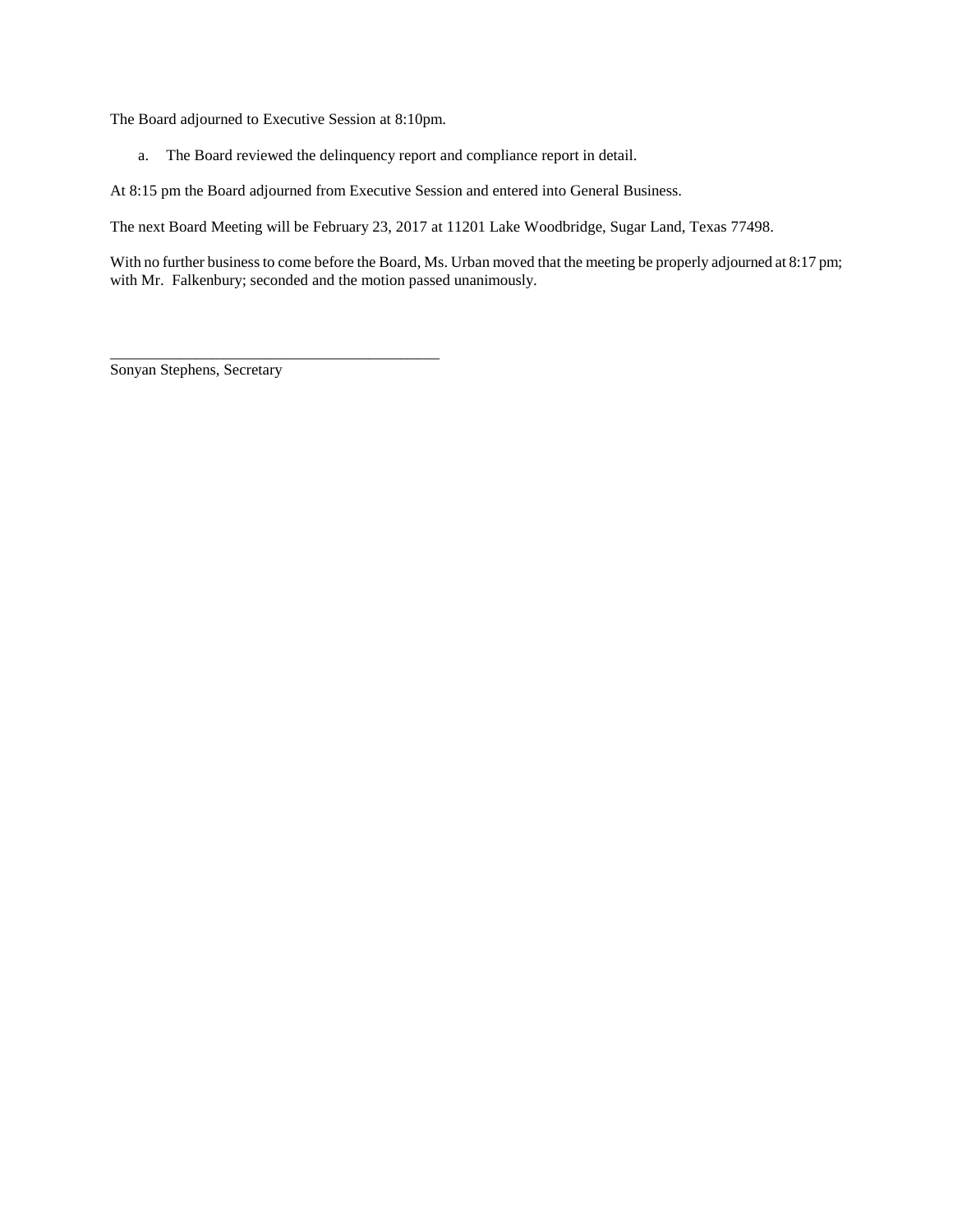The Board adjourned to Executive Session at 8:10pm.

a. The Board reviewed the delinquency report and compliance report in detail.

At 8:15 pm the Board adjourned from Executive Session and entered into General Business.

The next Board Meeting will be February 23, 2017 at 11201 Lake Woodbridge, Sugar Land, Texas 77498.

With no further business to come before the Board, Ms. Urban moved that the meeting be properly adjourned at 8:17 pm; with Mr. Falkenbury; seconded and the motion passed unanimously.

\_\_\_\_\_\_\_\_\_\_\_\_\_\_\_\_\_\_\_\_\_\_\_\_\_\_\_\_\_\_\_\_\_\_\_\_\_\_\_\_\_\_\_\_

Sonyan Stephens, Secretary